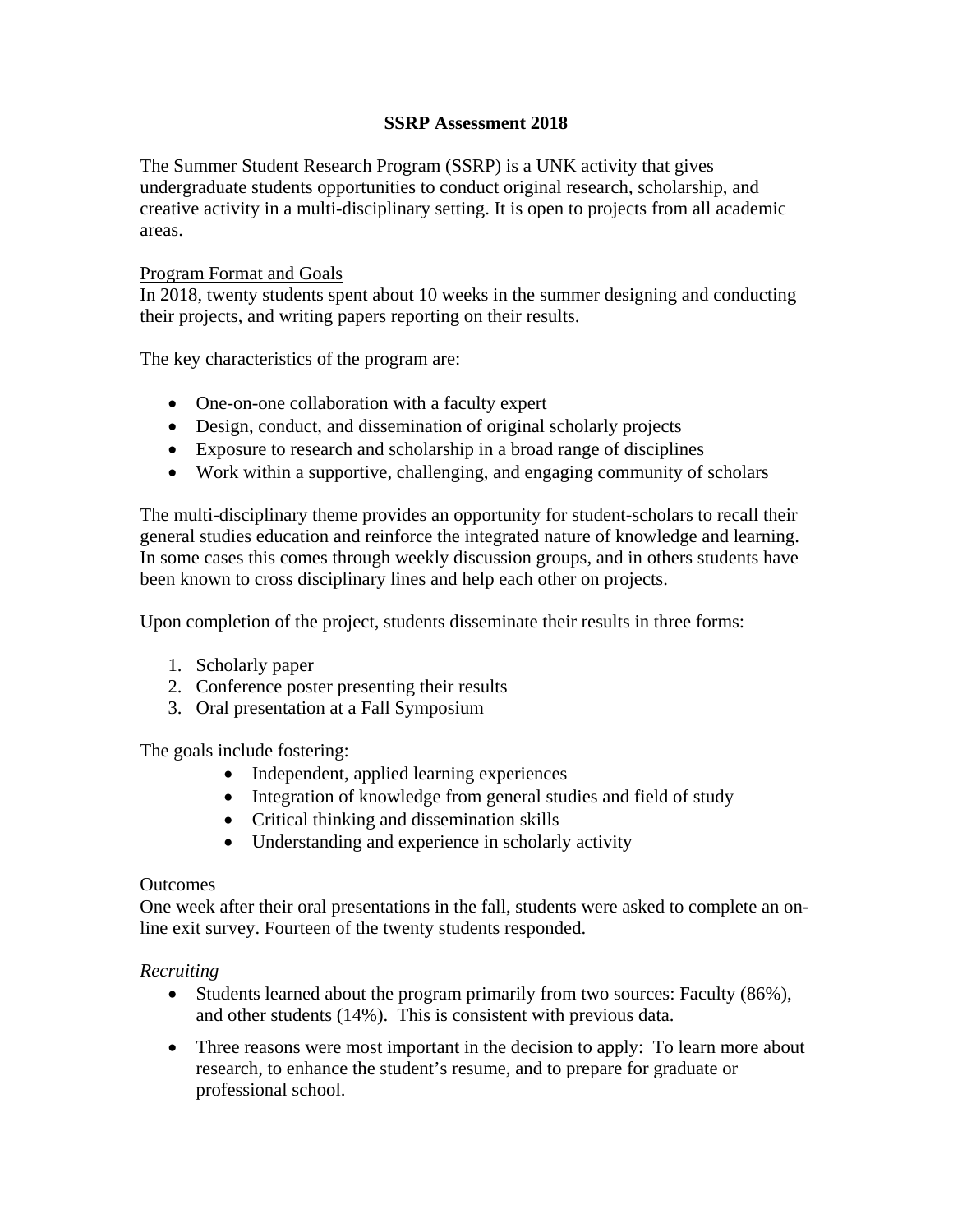# SSRP Assessment 2018

The Summer Student Research Program (SSRP) is a UNK activity that gives undergraduate students opportunities to conduct original research, scholarship, and creative activity in a multi-disciplinary setting. It is open to projects from all academic areas.

## Program Format and Goals

In 2018, twenty students spent about 10 weeks in the summer designing and conducting their projects, and writing papers reporting on their results.

The key characteristics of the program are:

- One-on-one collaboration with a faculty expert
- Design, conduct, and dissemination of original scholarly projects
- Exposure to research and scholarship in a broad range of disciplines
- Work within a supportive, challenging, and engaging community of scholars

The multi-disciplinary theme provides an opportunity for student-scholars to recall their general studies education and reinforce the integrated nature of knowledge and learning. In some cases this comes through weekly discussion groups, and in others students have been known to cross disciplinary lines and help each other on projects.

Upon completion of the project, students disseminate their results in three forms:

1. Scholarly paper
2. Conference poster presenting their results
3. Oral presentation at a Fall Symposium

The goals include fostering:

- Independent, applied learning experiences
- Integration of knowledge from general studies and field of study
- Critical thinking and dissemination skills
- Understanding and experience in scholarly activity

## Outcomes

One week after their oral presentations in the fall, students were asked to complete an on-line exit survey. Fourteen of the twenty students responded.

### *Recruiting*

- Students learned about the program primarily from two sources: Faculty (86%), and other students (14%). This is consistent with previous data.
- Three reasons were most important in the decision to apply: To learn more about research, to enhance the student's resume, and to prepare for graduate or professional school.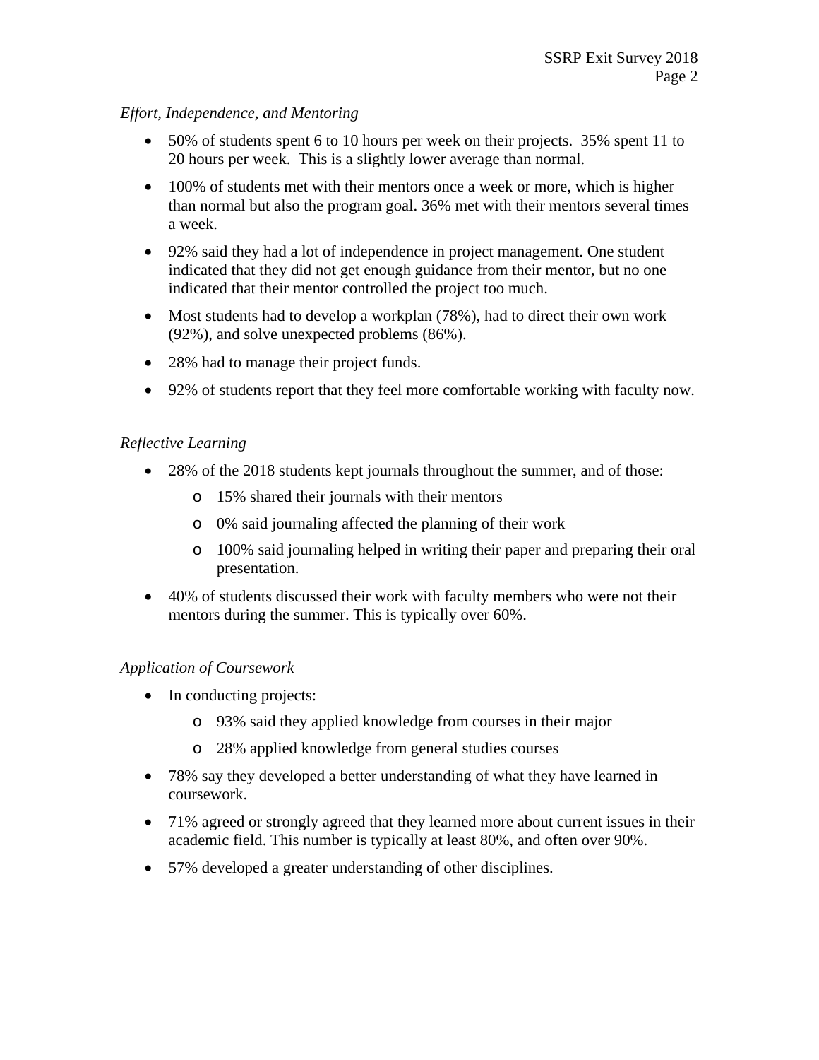*Effort, Independence, and Mentoring*

- 50% of students spent 6 to 10 hours per week on their projects. 35% spent 11 to 20 hours per week. This is a slightly lower average than normal.
- 100% of students met with their mentors once a week or more, which is higher than normal but also the program goal. 36% met with their mentors several times a week.
- 92% said they had a lot of independence in project management. One student indicated that they did not get enough guidance from their mentor, but no one indicated that their mentor controlled the project too much.
- Most students had to develop a workplan (78%), had to direct their own work (92%), and solve unexpected problems (86%).
- 28% had to manage their project funds.
- 92% of students report that they feel more comfortable working with faculty now.

*Reflective Learning*

- 28% of the 2018 students kept journals throughout the summer, and of those:
  - 15% shared their journals with their mentors
  - 0% said journaling affected the planning of their work
  - 100% said journaling helped in writing their paper and preparing their oral presentation.
- 40% of students discussed their work with faculty members who were not their mentors during the summer. This is typically over 60%.

*Application of Coursework*

- In conducting projects:
  - 93% said they applied knowledge from courses in their major
  - 28% applied knowledge from general studies courses
- 78% say they developed a better understanding of what they have learned in coursework.
- 71% agreed or strongly agreed that they learned more about current issues in their academic field. This number is typically at least 80%, and often over 90%.
- 57% developed a greater understanding of other disciplines.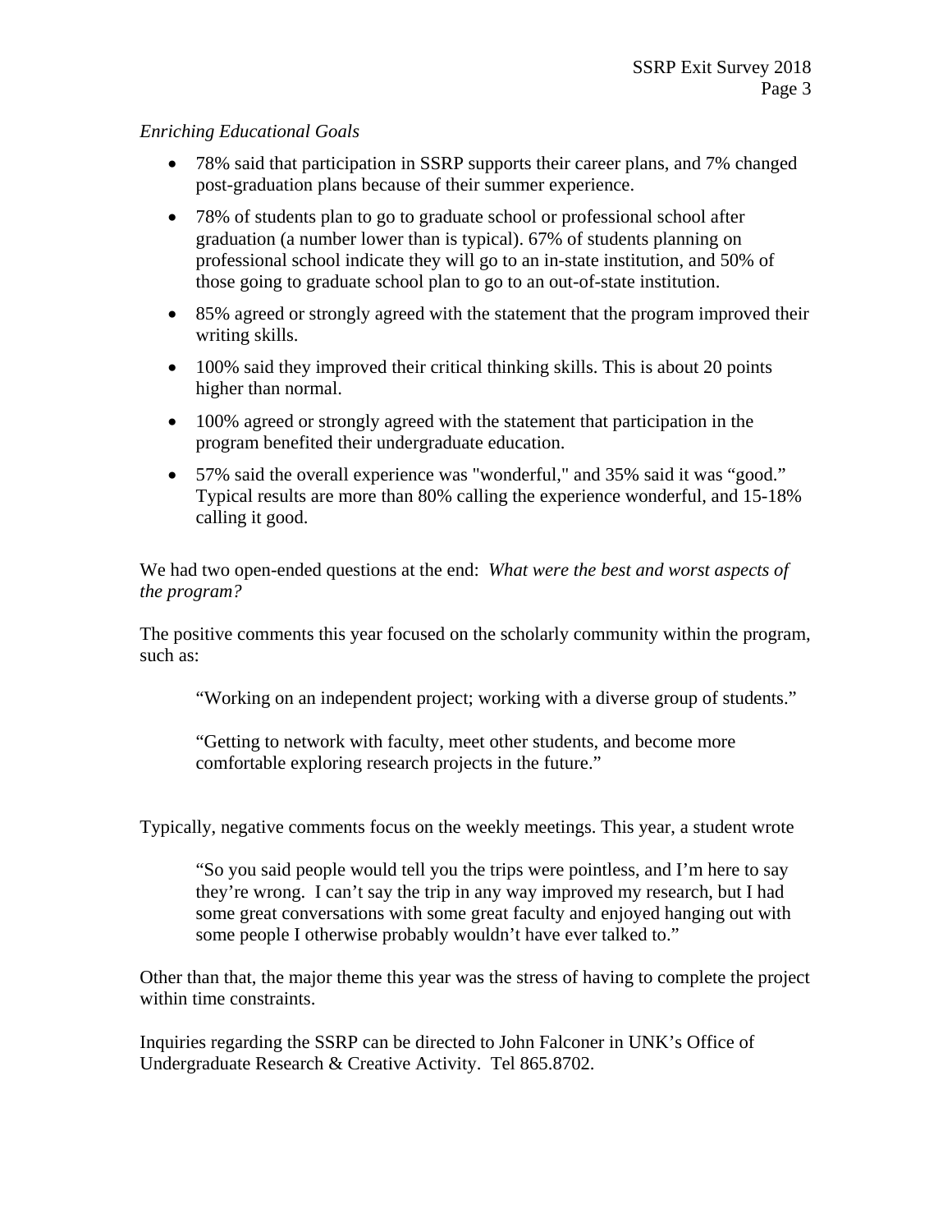*Enriching Educational Goals*

- 78% said that participation in SSRP supports their career plans, and 7% changed post-graduation plans because of their summer experience.
- 78% of students plan to go to graduate school or professional school after graduation (a number lower than is typical). 67% of students planning on professional school indicate they will go to an in-state institution, and 50% of those going to graduate school plan to go to an out-of-state institution.
- 85% agreed or strongly agreed with the statement that the program improved their writing skills.
- 100% said they improved their critical thinking skills. This is about 20 points higher than normal.
- 100% agreed or strongly agreed with the statement that participation in the program benefited their undergraduate education.
- 57% said the overall experience was "wonderful," and 35% said it was "good." Typical results are more than 80% calling the experience wonderful, and 15-18% calling it good.

We had two open-ended questions at the end: *What were the best and worst aspects of the program?*

The positive comments this year focused on the scholarly community within the program, such as:

> "Working on an independent project; working with a diverse group of students."
>
> "Getting to network with faculty, meet other students, and become more comfortable exploring research projects in the future."

Typically, negative comments focus on the weekly meetings. This year, a student wrote

> "So you said people would tell you the trips were pointless, and I'm here to say they're wrong. I can't say the trip in any way improved my research, but I had some great conversations with some great faculty and enjoyed hanging out with some people I otherwise probably wouldn't have ever talked to."

Other than that, the major theme this year was the stress of having to complete the project within time constraints.

Inquiries regarding the SSRP can be directed to John Falconer in UNK's Office of Undergraduate Research & Creative Activity. Tel 865.8702.